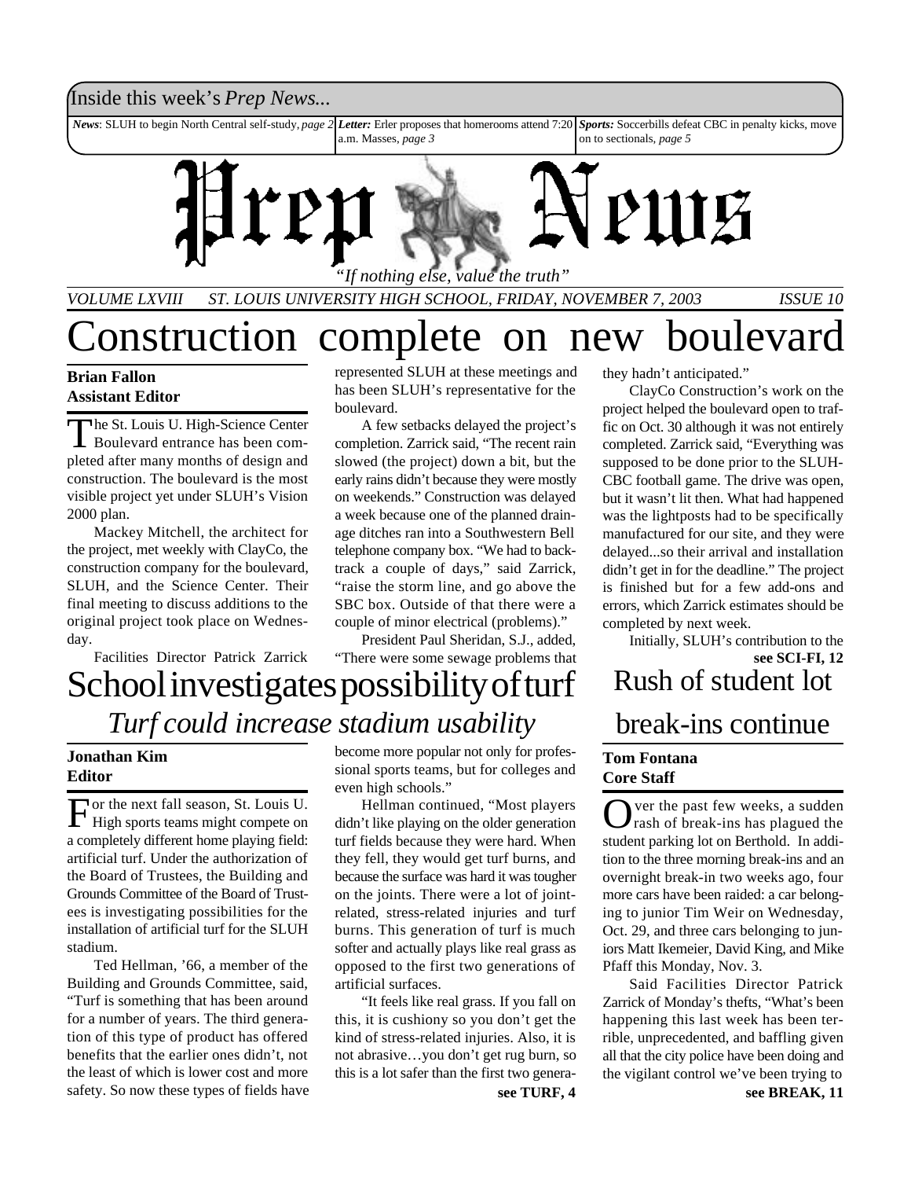Inside this week's *Prep News...*

***News***: SLUH to begin North Central self-study, *page 2* | ***Letter:*** Erler proposes that homerooms attend 7:20 a.m. Masses, *page 3* | ***Sports:*** Soccerbills defeat CBC in penalty kicks, move on to sectionals, *page 5*

# Prep News

*"If nothing else, value the truth"*

*VOLUME LXVIII ST. LOUIS UNIVERSITY HIGH SCHOOL, FRIDAY, NOVEMBER 7, 2003 ISSUE 10*

# Construction complete on new boulevard

**Brian Fallon**
**Assistant Editor**

The St. Louis U. High-Science Center Boulevard entrance has been completed after many months of design and construction. The boulevard is the most visible project yet under SLUH's Vision 2000 plan.

Mackey Mitchell, the architect for the project, met weekly with ClayCo, the construction company for the boulevard, SLUH, and the Science Center. Their final meeting to discuss additions to the original project took place on Wednesday.

Facilities Director Patrick Zarrick represented SLUH at these meetings and has been SLUH's representative for the boulevard.

A few setbacks delayed the project's completion. Zarrick said, "The recent rain slowed (the project) down a bit, but the early rains didn't because they were mostly on weekends." Construction was delayed a week because one of the planned drainage ditches ran into a Southwestern Bell telephone company box. "We had to backtrack a couple of days," said Zarrick, "raise the storm line, and go above the SBC box. Outside of that there were a couple of minor electrical (problems)."

President Paul Sheridan, S.J., added, "There were some sewage problems that they hadn't anticipated."

ClayCo Construction's work on the project helped the boulevard open to traffic on Oct. 30 although it was not entirely completed. Zarrick said, "Everything was supposed to be done prior to the SLUH-CBC football game. The drive was open, but it wasn't lit then. What had happened was the lightposts had to be specifically manufactured for our site, and they were delayed...so their arrival and installation didn't get in for the deadline." The project is finished but for a few add-ons and errors, which Zarrick estimates should be completed by next week.

Initially, SLUH's contribution to the

**see SCI-FI, 12**

# School investigates possibility of turf

## *Turf could increase stadium usability*

**Jonathan Kim**
**Editor**

For the next fall season, St. Louis U. High sports teams might compete on a completely different home playing field: artificial turf. Under the authorization of the Board of Trustees, the Building and Grounds Committee of the Board of Trustees is investigating possibilities for the installation of artificial turf for the SLUH stadium.

Ted Hellman, '66, a member of the Building and Grounds Committee, said, "Turf is something that has been around for a number of years. The third generation of this type of product has offered benefits that the earlier ones didn't, not the least of which is lower cost and more safety. So now these types of fields have become more popular not only for professional sports teams, but for colleges and even high schools."

Hellman continued, "Most players didn't like playing on the older generation turf fields because they were hard. When they fell, they would get turf burns, and because the surface was hard it was tougher on the joints. There were a lot of joint-related, stress-related injuries and turf burns. This generation of turf is much softer and actually plays like real grass as opposed to the first two generations of artificial surfaces.

"It feels like real grass. If you fall on this, it is cushiony so you don't get the kind of stress-related injuries. Also, it is not abrasive…you don't get rug burn, so this is a lot safer than the first two genera-

**see TURF, 4**

# Rush of student lot break-ins continue

**Tom Fontana**
**Core Staff**

Over the past few weeks, a sudden rash of break-ins has plagued the student parking lot on Berthold. In addition to the three morning break-ins and an overnight break-in two weeks ago, four more cars have been raided: a car belonging to junior Tim Weir on Wednesday, Oct. 29, and three cars belonging to juniors Matt Ikemeier, David King, and Mike Pfaff this Monday, Nov. 3.

Said Facilities Director Patrick Zarrick of Monday's thefts, "What's been happening this last week has been terrible, unprecedented, and baffling given all that the city police have been doing and the vigilant control we've been trying to

**see BREAK, 11**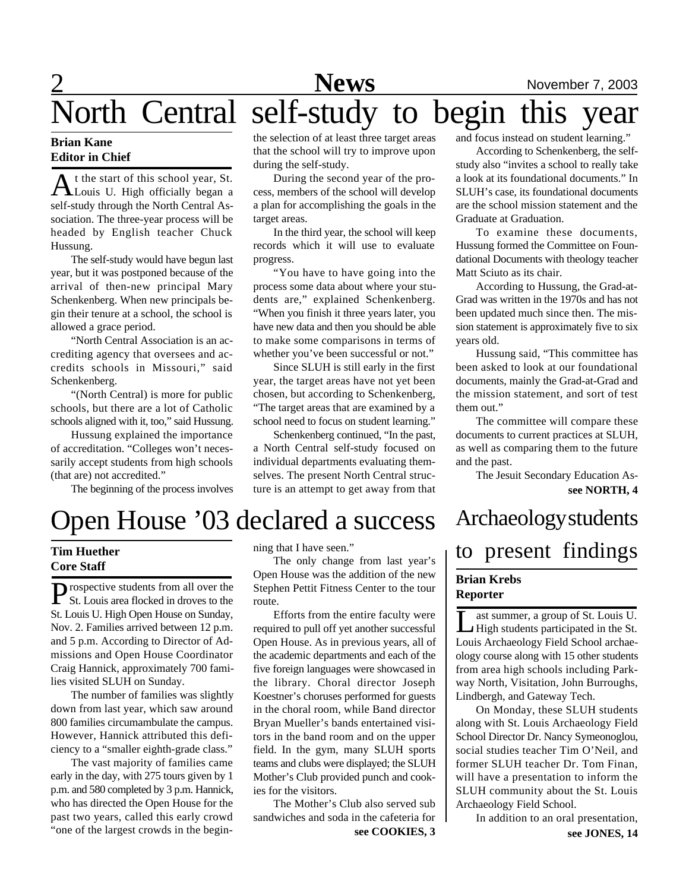# North Central self-study to begin this year

**Brian Kane**
**Editor in Chief**

At the start of this school year, St. Louis U. High officially began a self-study through the North Central Association. The three-year process will be headed by English teacher Chuck Hussung.

The self-study would have begun last year, but it was postponed because of the arrival of then-new principal Mary Schenkenberg. When new principals begin their tenure at a school, the school is allowed a grace period.

"North Central Association is an accrediting agency that oversees and accredits schools in Missouri," said Schenkenberg.

"(North Central) is more for public schools, but there are a lot of Catholic schools aligned with it, too," said Hussung.

Hussung explained the importance of accreditation. "Colleges won't necessarily accept students from high schools (that are) not accredited."

The beginning of the process involves the selection of at least three target areas that the school will try to improve upon during the self-study.

During the second year of the process, members of the school will develop a plan for accomplishing the goals in the target areas.

In the third year, the school will keep records which it will use to evaluate progress.

"You have to have going into the process some data about where your students are," explained Schenkenberg. "When you finish it three years later, you have new data and then you should be able to make some comparisons in terms of whether you've been successful or not."

Since SLUH is still early in the first year, the target areas have not yet been chosen, but according to Schenkenberg, "The target areas that are examined by a school need to focus on student learning."

Schenkenberg continued, "In the past, a North Central self-study focused on individual departments evaluating themselves. The present North Central structure is an attempt to get away from that and focus instead on student learning."

According to Schenkenberg, the self-study also "invites a school to really take a look at its foundational documents." In SLUH's case, its foundational documents are the school mission statement and the Graduate at Graduation.

To examine these documents, Hussung formed the Committee on Foundational Documents with theology teacher Matt Sciuto as its chair.

According to Hussung, the Grad-at-Grad was written in the 1970s and has not been updated much since then. The mission statement is approximately five to six years old.

Hussung said, "This committee has been asked to look at our foundational documents, mainly the Grad-at-Grad and the mission statement, and sort of test them out."

The committee will compare these documents to current practices at SLUH, as well as comparing them to the future and the past.

The Jesuit Secondary Education As-

**see NORTH, 4**

# Open House '03 declared a success

**Tim Huether**
**Core Staff**

Prospective students from all over the St. Louis area flocked in droves to the St. Louis U. High Open House on Sunday, Nov. 2. Families arrived between 12 p.m. and 5 p.m. According to Director of Admissions and Open House Coordinator Craig Hannick, approximately 700 families visited SLUH on Sunday.

The number of families was slightly down from last year, which saw around 800 families circumambulate the campus. However, Hannick attributed this deficiency to a "smaller eighth-grade class."

The vast majority of families came early in the day, with 275 tours given by 1 p.m. and 580 completed by 3 p.m. Hannick, who has directed the Open House for the past two years, called this early crowd "one of the largest crowds in the beginning that I have seen."

The only change from last year's Open House was the addition of the new Stephen Pettit Fitness Center to the tour route.

Efforts from the entire faculty were required to pull off yet another successful Open House. As in previous years, all of the academic departments and each of the five foreign languages were showcased in the library. Choral director Joseph Koestner's choruses performed for guests in the choral room, while Band director Bryan Mueller's bands entertained visitors in the band room and on the upper field. In the gym, many SLUH sports teams and clubs were displayed; the SLUH Mother's Club provided punch and cookies for the visitors.

The Mother's Club also served sub sandwiches and soda in the cafeteria for

**see COOKIES, 3**

# Archaeology students to present findings

**Brian Krebs**
**Reporter**

Last summer, a group of St. Louis U. High students participated in the St. Louis Archaeology Field School archaeology course along with 15 other students from area high schools including Parkway North, Visitation, John Burroughs, Lindbergh, and Gateway Tech.

On Monday, these SLUH students along with St. Louis Archaeology Field School Director Dr. Nancy Symeonoglou, social studies teacher Tim O'Neil, and former SLUH teacher Dr. Tom Finan, will have a presentation to inform the SLUH community about the St. Louis Archaeology Field School.

In addition to an oral presentation,

**see JONES, 14**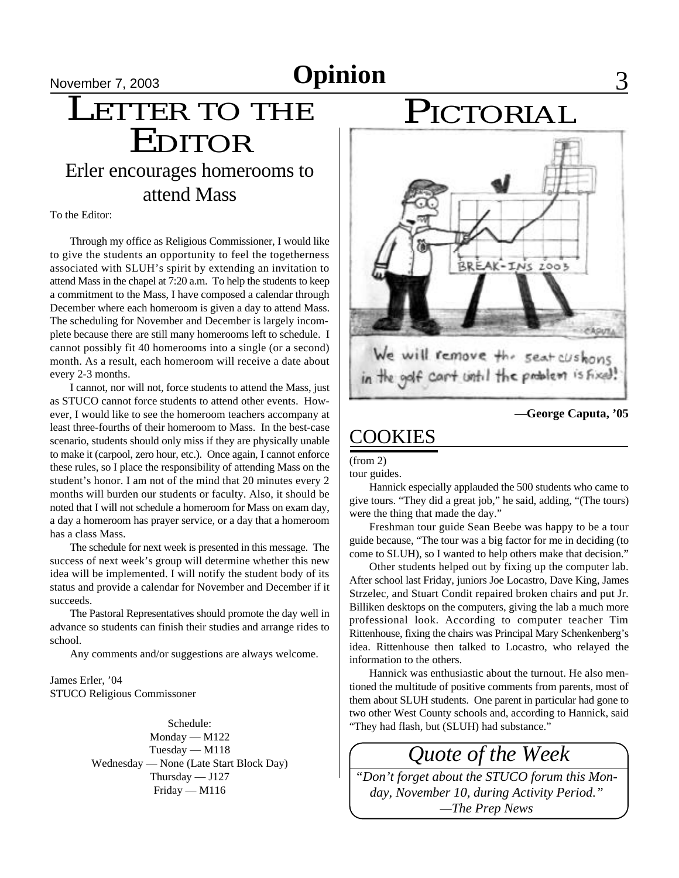# Letter to the Editor

## Erler encourages homerooms to attend Mass

To the Editor:

Through my office as Religious Commissioner, I would like to give the students an opportunity to feel the togetherness associated with SLUH's spirit by extending an invitation to attend Mass in the chapel at 7:20 a.m. To help the students to keep a commitment to the Mass, I have composed a calendar through December where each homeroom is given a day to attend Mass. The scheduling for November and December is largely incomplete because there are still many homerooms left to schedule. I cannot possibly fit 40 homerooms into a single (or a second) month. As a result, each homeroom will receive a date about every 2-3 months.

I cannot, nor will not, force students to attend the Mass, just as STUCO cannot force students to attend other events. However, I would like to see the homeroom teachers accompany at least three-fourths of their homeroom to Mass. In the best-case scenario, students should only miss if they are physically unable to make it (carpool, zero hour, etc.). Once again, I cannot enforce these rules, so I place the responsibility of attending Mass on the student's honor. I am not of the mind that 20 minutes every 2 months will burden our students or faculty. Also, it should be noted that I will not schedule a homeroom for Mass on exam day, a day a homeroom has prayer service, or a day that a homeroom has a class Mass.

The schedule for next week is presented in this message. The success of next week's group will determine whether this new idea will be implemented. I will notify the student body of its status and provide a calendar for November and December if it succeeds.

The Pastoral Representatives should promote the day well in advance so students can finish their studies and arrange rides to school.

Any comments and/or suggestions are always welcome.

James Erler, '04
STUCO Religious Commissoner

Schedule:
Monday — M122
Tuesday — M118
Wednesday — None (Late Start Block Day)
Thursday — J127
Friday — M116

# Pictorial

—George Caputa, '05

## COOKIES

(from 2)

tour guides.

Hannick especially applauded the 500 students who came to give tours. "They did a great job," he said, adding, "(The tours) were the thing that made the day."

Freshman tour guide Sean Beebe was happy to be a tour guide because, "The tour was a big factor for me in deciding (to come to SLUH), so I wanted to help others make that decision."

Other students helped out by fixing up the computer lab. After school last Friday, juniors Joe Locastro, Dave King, James Strzelec, and Stuart Condit repaired broken chairs and put Jr. Billiken desktops on the computers, giving the lab a much more professional look. According to computer teacher Tim Rittenhouse, fixing the chairs was Principal Mary Schenkenberg's idea. Rittenhouse then talked to Locastro, who relayed the information to the others.

Hannick was enthusiastic about the turnout. He also mentioned the multitude of positive comments from parents, most of them about SLUH students. One parent in particular had gone to two other West County schools and, according to Hannick, said "They had flash, but (SLUH) had substance."

## Quote of the Week

*"Don't forget about the STUCO forum this Monday, November 10, during Activity Period."*
*—The Prep News*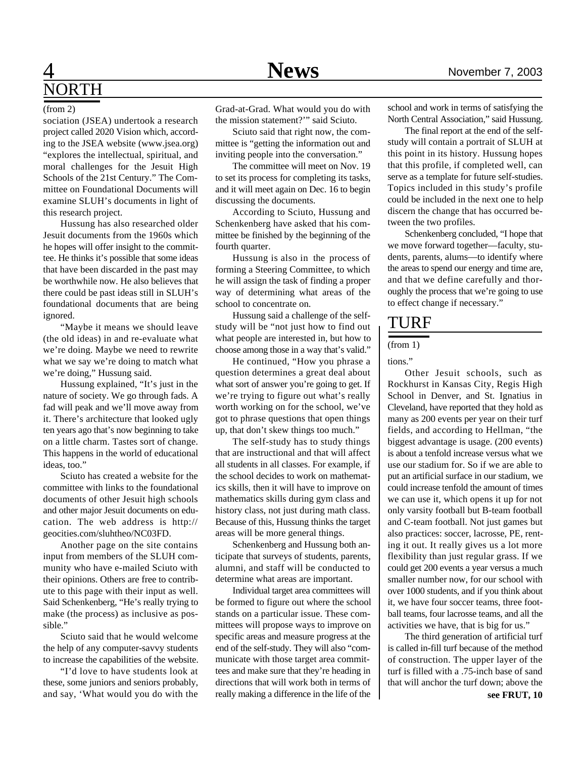## NORTH

(from 2)

sociation (JSEA) undertook a research project called 2020 Vision which, according to the JSEA website (www.jsea.org) "explores the intellectual, spiritual, and moral challenges for the Jesuit High Schools of the 21st Century." The Committee on Foundational Documents will examine SLUH's documents in light of this research project.

Hussung has also researched older Jesuit documents from the 1960s which he hopes will offer insight to the committee. He thinks it's possible that some ideas that have been discarded in the past may be worthwhile now. He also believes that there could be past ideas still in SLUH's foundational documents that are being ignored.

"Maybe it means we should leave (the old ideas) in and re-evaluate what we're doing. Maybe we need to rewrite what we say we're doing to match what we're doing," Hussung said.

Hussung explained, "It's just in the nature of society. We go through fads. A fad will peak and we'll move away from it. There's architecture that looked ugly ten years ago that's now beginning to take on a little charm. Tastes sort of change. This happens in the world of educational ideas, too."

Sciuto has created a website for the committee with links to the foundational documents of other Jesuit high schools and other major Jesuit documents on education. The web address is http://geocities.com/sluhtheo/NC03FD.

Another page on the site contains input from members of the SLUH community who have e-mailed Sciuto with their opinions. Others are free to contribute to this page with their input as well. Said Schenkenberg, "He's really trying to make (the process) as inclusive as possible."

Sciuto said that he would welcome the help of any computer-savvy students to increase the capabilities of the website.

"I'd love to have students look at these, some juniors and seniors probably, and say, 'What would you do with the Grad-at-Grad. What would you do with the mission statement?'" said Sciuto.

Sciuto said that right now, the committee is "getting the information out and inviting people into the conversation."

The committee will meet on Nov. 19 to set its process for completing its tasks, and it will meet again on Dec. 16 to begin discussing the documents.

According to Sciuto, Hussung and Schenkenberg have asked that his committee be finished by the beginning of the fourth quarter.

Hussung is also in the process of forming a Steering Committee, to which he will assign the task of finding a proper way of determining what areas of the school to concentrate on.

Hussung said a challenge of the self-study will be "not just how to find out what people are interested in, but how to choose among those in a way that's valid."

He continued, "How you phrase a question determines a great deal about what sort of answer you're going to get. If we're trying to figure out what's really worth working on for the school, we've got to phrase questions that open things up, that don't skew things too much."

The self-study has to study things that are instructional and that will affect all students in all classes. For example, if the school decides to work on mathematics skills, then it will have to improve on mathematics skills during gym class and history class, not just during math class. Because of this, Hussung thinks the target areas will be more general things.

Schenkenberg and Hussung both anticipate that surveys of students, parents, alumni, and staff will be conducted to determine what areas are important.

Individual target area committees will be formed to figure out where the school stands on a particular issue. These committees will propose ways to improve on specific areas and measure progress at the end of the self-study. They will also "communicate with those target area committees and make sure that they're heading in directions that will work both in terms of really making a difference in the life of the school and work in terms of satisfying the North Central Association," said Hussung.

The final report at the end of the self-study will contain a portrait of SLUH at this point in its history. Hussung hopes that this profile, if completed well, can serve as a template for future self-studies. Topics included in this study's profile could be included in the next one to help discern the change that has occurred between the two profiles.

Schenkenberg concluded, "I hope that we move forward together—faculty, students, parents, alums—to identify where the areas to spend our energy and time are, and that we define carefully and thoroughly the process that we're going to use to effect change if necessary."

## TURF

(from 1)

tions."

Other Jesuit schools, such as Rockhurst in Kansas City, Regis High School in Denver, and St. Ignatius in Cleveland, have reported that they hold as many as 200 events per year on their turf fields, and according to Hellman, "the biggest advantage is usage. (200 events) is about a tenfold increase versus what we use our stadium for. So if we are able to put an artificial surface in our stadium, we could increase tenfold the amount of times we can use it, which opens it up for not only varsity football but B-team football and C-team football. Not just games but also practices: soccer, lacrosse, PE, renting it out. It really gives us a lot more flexibility than just regular grass. If we could get 200 events a year versus a much smaller number now, for our school with over 1000 students, and if you think about it, we have four soccer teams, three football teams, four lacrosse teams, and all the activities we have, that is big for us."

The third generation of artificial turf is called in-fill turf because of the method of construction. The upper layer of the turf is filled with a .75-inch base of sand that will anchor the turf down; above the

**see FRUT, 10**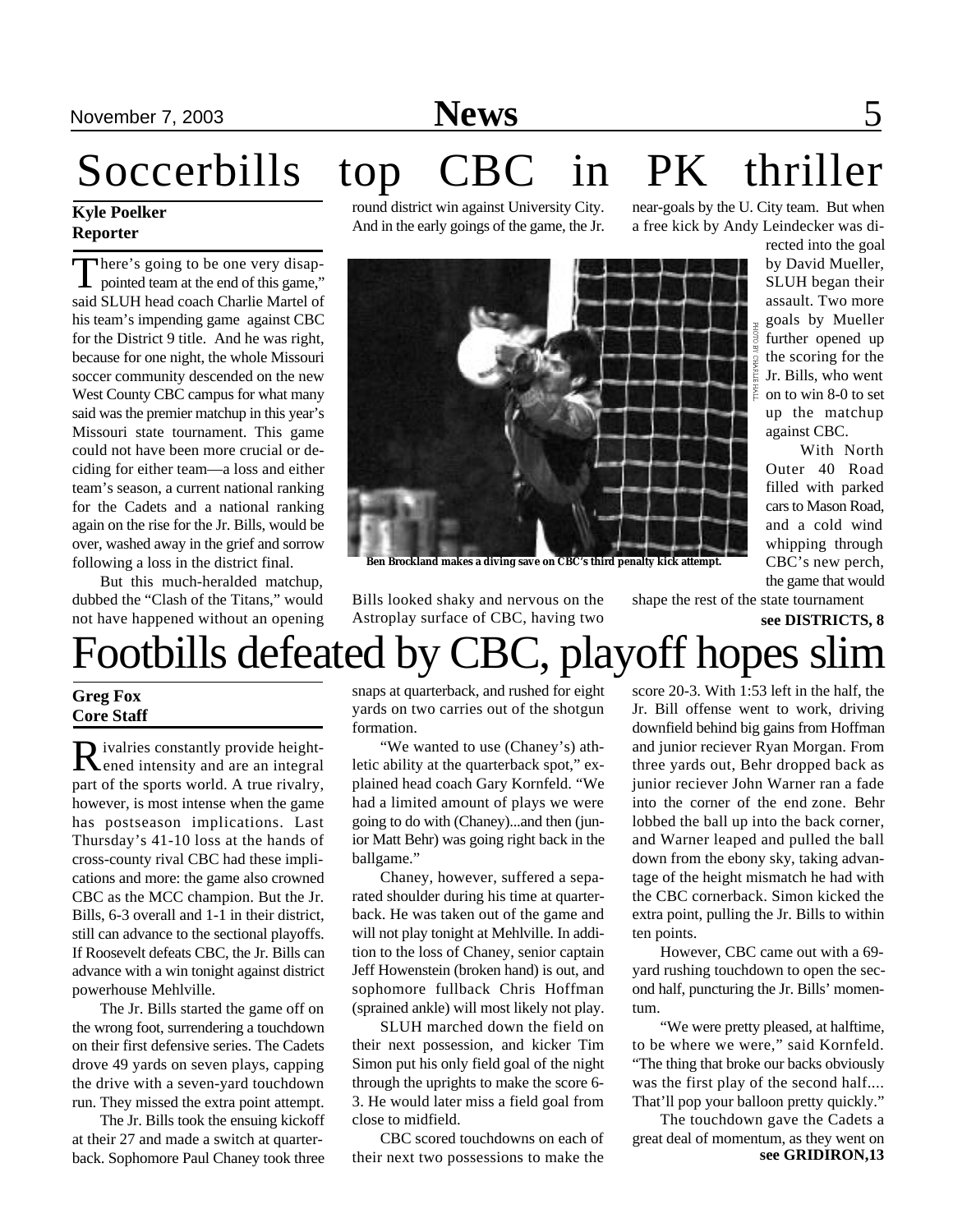# Soccerbills top CBC in PK thriller

**Kyle Poelker**
**Reporter**

"There's going to be one very disappointed team at the end of this game," said SLUH head coach Charlie Martel of his team's impending game against CBC for the District 9 title. And he was right, because for one night, the whole Missouri soccer community descended on the new West County CBC campus for what many said was the premier matchup in this year's Missouri state tournament. This game could not have been more crucial or deciding for either team—a loss and either team's season, a current national ranking for the Cadets and a national ranking again on the rise for the Jr. Bills, would be over, washed away in the grief and sorrow following a loss in the district final.

But this much-heralded matchup, dubbed the "Clash of the Titans," would not have happened without an opening round district win against University City. And in the early goings of the game, the Jr. Bills looked shaky and nervous on the Astroplay surface of CBC, having two near-goals by the U. City team. But when a free kick by Andy Leindecker was directed into the goal by David Mueller, SLUH began their assault. Two more goals by Mueller further opened up the scoring for the Jr. Bills, who went on to win 8-0 to set up the matchup against CBC.

With North Outer 40 Road filled with parked cars to Mason Road, and a cold wind whipping through CBC's new perch, the game that would shape the rest of the state tournament

**see DISTRICTS, 8**

PHOTO BY CHARLIE HALL

**Ben Brockland makes a diving save on CBC's third penalty kick attempt.**

# Footbills defeated by CBC, playoff hopes slim

**Greg Fox**
**Core Staff**

Rivalries constantly provide heightened intensity and are an integral part of the sports world. A true rivalry, however, is most intense when the game has postseason implications. Last Thursday's 41-10 loss at the hands of cross-county rival CBC had these implications and more: the game also crowned CBC as the MCC champion. But the Jr. Bills, 6-3 overall and 1-1 in their district, still can advance to the sectional playoffs. If Roosevelt defeats CBC, the Jr. Bills can advance with a win tonight against district powerhouse Mehlville.

The Jr. Bills started the game off on the wrong foot, surrendering a touchdown on their first defensive series. The Cadets drove 49 yards on seven plays, capping the drive with a seven-yard touchdown run. They missed the extra point attempt.

The Jr. Bills took the ensuing kickoff at their 27 and made a switch at quarterback. Sophomore Paul Chaney took three snaps at quarterback, and rushed for eight yards on two carries out of the shotgun formation.

"We wanted to use (Chaney's) athletic ability at the quarterback spot," explained head coach Gary Kornfeld. "We had a limited amount of plays we were going to do with (Chaney)...and then (junior Matt Behr) was going right back in the ballgame."

Chaney, however, suffered a separated shoulder during his time at quarterback. He was taken out of the game and will not play tonight at Mehlville. In addition to the loss of Chaney, senior captain Jeff Howenstein (broken hand) is out, and sophomore fullback Chris Hoffman (sprained ankle) will most likely not play.

SLUH marched down the field on their next possession, and kicker Tim Simon put his only field goal of the night through the uprights to make the score 6-3. He would later miss a field goal from close to midfield.

CBC scored touchdowns on each of their next two possessions to make the score 20-3. With 1:53 left in the half, the Jr. Bill offense went to work, driving downfield behind big gains from Hoffman and junior reciever Ryan Morgan. From three yards out, Behr dropped back as junior reciever John Warner ran a fade into the corner of the end zone. Behr lobbed the ball up into the back corner, and Warner leaped and pulled the ball down from the ebony sky, taking advantage of the height mismatch he had with the CBC cornerback. Simon kicked the extra point, pulling the Jr. Bills to within ten points.

However, CBC came out with a 69-yard rushing touchdown to open the second half, puncturing the Jr. Bills' momentum.

"We were pretty pleased, at halftime, to be where we were," said Kornfeld. "The thing that broke our backs obviously was the first play of the second half.... That'll pop your balloon pretty quickly."

The touchdown gave the Cadets a great deal of momentum, as they went on

**see GRIDIRON,13**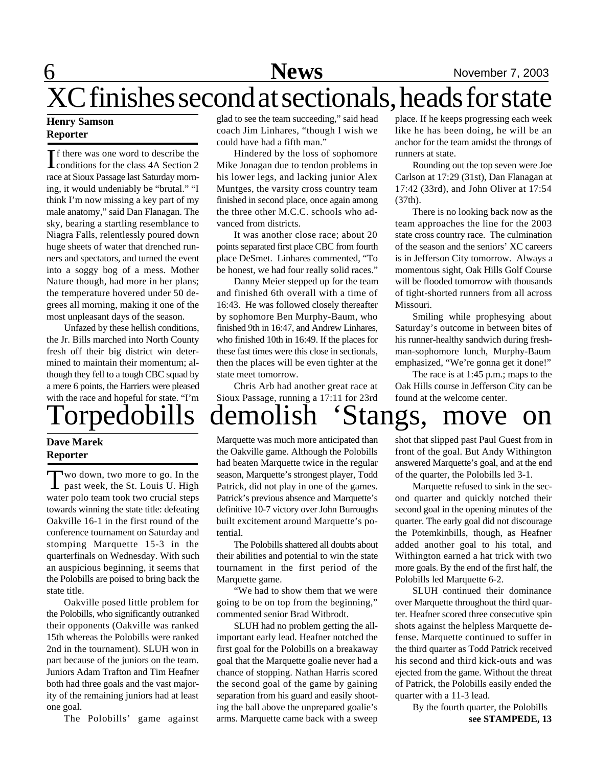# XC finishes second at sectionals, heads for state

**Henry Samson**
**Reporter**

If there was one word to describe the conditions for the class 4A Section 2 race at Sioux Passage last Saturday morning, it would undeniably be "brutal." "I think I'm now missing a key part of my male anatomy," said Dan Flanagan. The sky, bearing a startling resemblance to Niagra Falls, relentlessly poured down huge sheets of water that drenched runners and spectators, and turned the event into a soggy bog of a mess. Mother Nature though, had more in her plans; the temperature hovered under 50 degrees all morning, making it one of the most unpleasant days of the season.

Unfazed by these hellish conditions, the Jr. Bills marched into North County fresh off their big district win determined to maintain their momentum; although they fell to a tough CBC squad by a mere 6 points, the Harriers were pleased with the race and hopeful for state. "I'm glad to see the team succeeding," said head coach Jim Linhares, "though I wish we could have had a fifth man."

Hindered by the loss of sophomore Mike Jonagan due to tendon problems in his lower legs, and lacking junior Alex Muntges, the varsity cross country team finished in second place, once again among the three other M.C.C. schools who advanced from districts.

It was another close race; about 20 points separated first place CBC from fourth place DeSmet. Linhares commented, "To be honest, we had four really solid races."

Danny Meier stepped up for the team and finished 6th overall with a time of 16:43. He was followed closely thereafter by sophomore Ben Murphy-Baum, who finished 9th in 16:47, and Andrew Linhares, who finished 10th in 16:49. If the places for these fast times were this close in sectionals, then the places will be even tighter at the state meet tomorrow.

Chris Arb had another great race at Sioux Passage, running a 17:11 for 23rd place. If he keeps progressing each week like he has been doing, he will be an anchor for the team amidst the throngs of runners at state.

Rounding out the top seven were Joe Carlson at 17:29 (31st), Dan Flanagan at 17:42 (33rd), and John Oliver at 17:54 (37th).

There is no looking back now as the team approaches the line for the 2003 state cross country race. The culmination of the season and the seniors' XC careers is in Jefferson City tomorrow. Always a momentous sight, Oak Hills Golf Course will be flooded tomorrow with thousands of tight-shorted runners from all across Missouri.

Smiling while prophesying about Saturday's outcome in between bites of his runner-healthy sandwich during freshman-sophomore lunch, Murphy-Baum emphasized, "We're gonna get it done!"

The race is at 1:45 p.m.; maps to the Oak Hills course in Jefferson City can be found at the welcome center.

# Torpedobills demolish 'Stangs, move on

**Dave Marek**
**Reporter**

Two down, two more to go. In the past week, the St. Louis U. High water polo team took two crucial steps towards winning the state title: defeating Oakville 16-1 in the first round of the conference tournament on Saturday and stomping Marquette 15-3 in the quarterfinals on Wednesday. With such an auspicious beginning, it seems that the Polobills are poised to bring back the state title.

Oakville posed little problem for the Polobills, who significantly outranked their opponents (Oakville was ranked 15th whereas the Polobills were ranked 2nd in the tournament). SLUH won in part because of the juniors on the team. Juniors Adam Trafton and Tim Heafner both had three goals and the vast majority of the remaining juniors had at least one goal.

The Polobills' game against Marquette was much more anticipated than the Oakville game. Although the Polobills had beaten Marquette twice in the regular season, Marquette's strongest player, Todd Patrick, did not play in one of the games. Patrick's previous absence and Marquette's definitive 10-7 victory over John Burroughs built excitement around Marquette's potential.

The Polobills shattered all doubts about their abilities and potential to win the state tournament in the first period of the Marquette game.

"We had to show them that we were going to be on top from the beginning," commented senior Brad Witbrodt.

SLUH had no problem getting the all-important early lead. Heafner notched the first goal for the Polobills on a breakaway goal that the Marquette goalie never had a chance of stopping. Nathan Harris scored the second goal of the game by gaining separation from his guard and easily shooting the ball above the unprepared goalie's arms. Marquette came back with a sweep shot that slipped past Paul Guest from in front of the goal. But Andy Withington answered Marquette's goal, and at the end of the quarter, the Polobills led 3-1.

Marquette refused to sink in the second quarter and quickly notched their second goal in the opening minutes of the quarter. The early goal did not discourage the Potemkinbills, though, as Heafner added another goal to his total, and Withington earned a hat trick with two more goals. By the end of the first half, the Polobills led Marquette 6-2.

SLUH continued their dominance over Marquette throughout the third quarter. Heafner scored three consecutive spin shots against the helpless Marquette defense. Marquette continued to suffer in the third quarter as Todd Patrick received his second and third kick-outs and was ejected from the game. Without the threat of Patrick, the Polobills easily ended the quarter with a 11-3 lead.

By the fourth quarter, the Polobills

**see STAMPEDE, 13**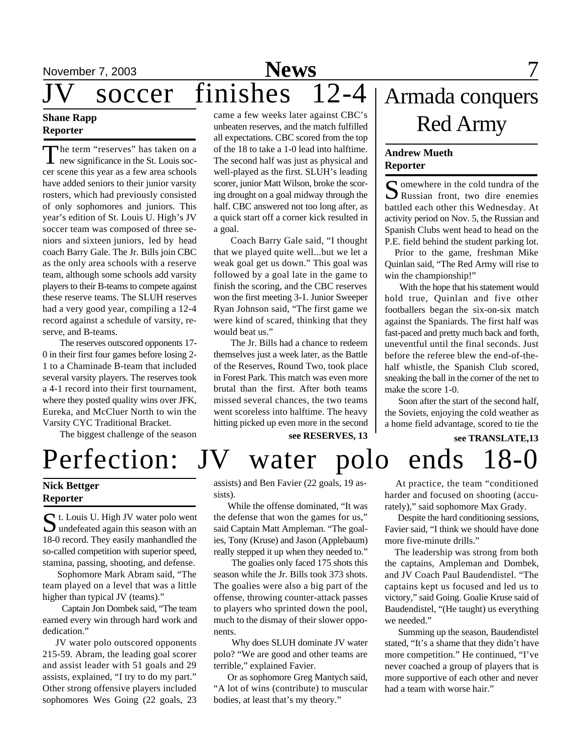# JV soccer finishes 12-4

**Shane Rapp**
**Reporter**

The term "reserves" has taken on a new significance in the St. Louis soccer scene this year as a few area schools have added seniors to their junior varsity rosters, which had previously consisted of only sophomores and juniors. This year's edition of St. Louis U. High's JV soccer team was composed of three seniors and sixteen juniors, led by head coach Barry Gale. The Jr. Bills join CBC as the only area schools with a reserve team, although some schools add varsity players to their B-teams to compete against these reserve teams. The SLUH reserves had a very good year, compiling a 12-4 record against a schedule of varsity, reserve, and B-teams.

The reserves outscored opponents 17-0 in their first four games before losing 2-1 to a Chaminade B-team that included several varsity players. The reserves took a 4-1 record into their first tournament, where they posted quality wins over JFK, Eureka, and McCluer North to win the Varsity CYC Traditional Bracket.

The biggest challenge of the season came a few weeks later against CBC's unbeaten reserves, and the match fulfilled all expectations. CBC scored from the top of the 18 to take a 1-0 lead into halftime. The second half was just as physical and well-played as the first. SLUH's leading scorer, junior Matt Wilson, broke the scoring drought on a goal midway through the half. CBC answered not too long after, as a quick start off a corner kick resulted in a goal.

Coach Barry Gale said, "I thought that we played quite well...but we let a weak goal get us down." This goal was followed by a goal late in the game to finish the scoring, and the CBC reserves won the first meeting 3-1. Junior Sweeper Ryan Johnson said, "The first game we were kind of scared, thinking that they would beat us."

The Jr. Bills had a chance to redeem themselves just a week later, as the Battle of the Reserves, Round Two, took place in Forest Park. This match was even more brutal than the first. After both teams missed several chances, the two teams went scoreless into halftime. The heavy hitting picked up even more in the second

**see RESERVES, 13**

# Armada conquers Red Army

**Andrew Mueth**
**Reporter**

Somewhere in the cold tundra of the Russian front, two dire enemies battled each other this Wednesday. At activity period on Nov. 5, the Russian and Spanish Clubs went head to head on the P.E. field behind the student parking lot.

Prior to the game, freshman Mike Quinlan said, "The Red Army will rise to win the championship!"

With the hope that his statement would hold true, Quinlan and five other footballers began the six-on-six match against the Spaniards. The first half was fast-paced and pretty much back and forth, uneventful until the final seconds. Just before the referee blew the end-of-the-half whistle, the Spanish Club scored, sneaking the ball in the corner of the net to make the score 1-0.

Soon after the start of the second half, the Soviets, enjoying the cold weather as a home field advantage, scored to tie the

**see TRANSLATE,13**

# Perfection: JV water polo ends 18-0

**Nick Bettger**
**Reporter**

St. Louis U. High JV water polo went undefeated again this season with an 18-0 record. They easily manhandled the so-called competition with superior speed, stamina, passing, shooting, and defense.

Sophomore Mark Abram said, "The team played on a level that was a little higher than typical JV (teams)."

Captain Jon Dombek said, "The team earned every win through hard work and dedication."

JV water polo outscored opponents 215-59. Abram, the leading goal scorer and assist leader with 51 goals and 29 assists, explained, "I try to do my part." Other strong offensive players included sophomores Wes Going (22 goals, 23 assists) and Ben Favier (22 goals, 19 assists).

While the offense dominated, "It was the defense that won the games for us," said Captain Matt Ampleman. "The goalies, Tony (Kruse) and Jason (Applebaum) really stepped it up when they needed to."

The goalies only faced 175 shots this season while the Jr. Bills took 373 shots. The goalies were also a big part of the offense, throwing counter-attack passes to players who sprinted down the pool, much to the dismay of their slower opponents.

Why does SLUH dominate JV water polo? "We are good and other teams are terrible," explained Favier.

Or as sophomore Greg Mantych said, "A lot of wins (contribute) to muscular bodies, at least that's my theory."

At practice, the team "conditioned harder and focused on shooting (accurately)," said sophomore Max Grady.

Despite the hard conditioning sessions, Favier said, "I think we should have done more five-minute drills."

The leadership was strong from both the captains, Ampleman and Dombek, and JV Coach Paul Baudendistel. "The captains kept us focused and led us to victory," said Going. Goalie Kruse said of Baudendistel, "(He taught) us everything we needed."

Summing up the season, Baudendistel stated, "It's a shame that they didn't have more competition." He continued, "I've never coached a group of players that is more supportive of each other and never had a team with worse hair."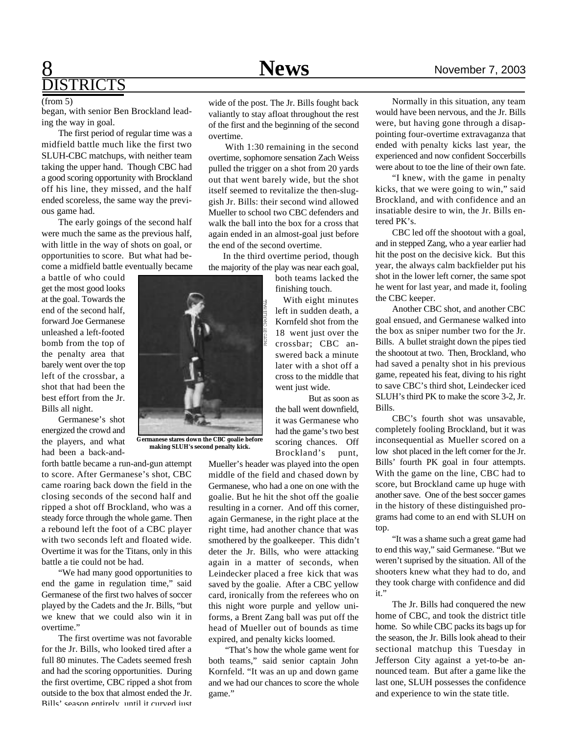# DISTRICTS

(from 5)

began, with senior Ben Brockland leading the way in goal.

The first period of regular time was a midfield battle much like the first two SLUH-CBC matchups, with neither team taking the upper hand. Though CBC had a good scoring opportunity with Brockland off his line, they missed, and the half ended scoreless, the same way the previous game had.

The early goings of the second half were much the same as the previous half, with little in the way of shots on goal, or opportunities to score. But what had become a midfield battle eventually became a battle of who could get the most good looks at the goal. Towards the end of the second half, forward Joe Germanese unleashed a left-footed bomb from the top of the penalty area that barely went over the top left of the crossbar, a shot that had been the best effort from the Jr. Bills all night.

Germanese's shot energized the crowd and the players, and what had been a back-and-forth battle became a run-and-gun attempt to score. After Germanese's shot, CBC came roaring back down the field in the closing seconds of the second half and ripped a shot off Brockland, who was a steady force through the whole game. Then a rebound left the foot of a CBC player with two seconds left and floated wide. Overtime it was for the Titans, only in this battle a tie could not be had.

"We had many good opportunities to end the game in regulation time," said Germanese of the first two halves of soccer played by the Cadets and the Jr. Bills, "but we knew that we could also win it in overtime."

The first overtime was not favorable for the Jr. Bills, who looked tired after a full 80 minutes. The Cadets seemed fresh and had the scoring opportunities. During the first overtime, CBC ripped a shot from outside to the box that almost ended the Jr. Bills' season entirely, until it curved just wide of the post. The Jr. Bills fought back valiantly to stay afloat throughout the rest of the first and the beginning of the second overtime.

With 1:30 remaining in the second overtime, sophomore sensation Zach Weiss pulled the trigger on a shot from 20 yards out that went barely wide, but the shot itself seemed to revitalize the then-sluggish Jr. Bills: their second wind allowed Mueller to school two CBC defenders and walk the ball into the box for a cross that again ended in an almost-goal just before the end of the second overtime.

In the third overtime period, though the majority of the play was near each goal, both teams lacked the finishing touch.

With eight minutes left in sudden death, a Kornfeld shot from the 18 went just over the crossbar; CBC answered back a minute later with a shot off a cross to the middle that went just wide.

PHOTO BY CHARLIE HALL

Germanese stares down the CBC goalie before making SLUH's second penalty kick.

But as soon as the ball went downfield, it was Germanese who had the game's two best scoring chances. Off Brockland's punt, Mueller's header was played into the open middle of the field and chased down by Germanese, who had a one on one with the goalie. But he hit the shot off the goalie resulting in a corner. And off this corner, again Germanese, in the right place at the right time, had another chance that was smothered by the goalkeeper. This didn't deter the Jr. Bills, who were attacking again in a matter of seconds, when Leindecker placed a free kick that was saved by the goalie. After a CBC yellow card, ironically from the referees who on this night wore purple and yellow uniforms, a Brent Zang ball was put off the head of Mueller out of bounds as time expired, and penalty kicks loomed.

"That's how the whole game went for both teams," said senior captain John Kornfeld. "It was an up and down game and we had our chances to score the whole game."

Normally in this situation, any team would have been nervous, and the Jr. Bills were, but having gone through a disappointing four-overtime extravaganza that ended with penalty kicks last year, the experienced and now confident Soccerbills were about to toe the line of their own fate.

"I knew, with the game in penalty kicks, that we were going to win," said Brockland, and with confidence and an insatiable desire to win, the Jr. Bills entered PK's.

CBC led off the shootout with a goal, and in stepped Zang, who a year earlier had hit the post on the decisive kick. But this year, the always calm backfielder put his shot in the lower left corner, the same spot he went for last year, and made it, fooling the CBC keeper.

Another CBC shot, and another CBC goal ensued, and Germanese walked into the box as sniper number two for the Jr. Bills. A bullet straight down the pipes tied the shootout at two. Then, Brockland, who had saved a penalty shot in his previous game, repeated his feat, diving to his right to save CBC's third shot, Leindecker iced SLUH's third PK to make the score 3-2, Jr. Bills.

CBC's fourth shot was unsavable, completely fooling Brockland, but it was inconsequential as Mueller scored on a low shot placed in the left corner for the Jr. Bills' fourth PK goal in four attempts. With the game on the line, CBC had to score, but Brockland came up huge with another save. One of the best soccer games in the history of these distinguished programs had come to an end with SLUH on top.

"It was a shame such a great game had to end this way," said Germanese. "But we weren't suprised by the situation. All of the shooters knew what they had to do, and they took charge with confidence and did it."

The Jr. Bills had conquered the new home of CBC, and took the district title home. So while CBC packs its bags up for the season, the Jr. Bills look ahead to their sectional matchup this Tuesday in Jefferson City against a yet-to-be announced team. But after a game like the last one, SLUH possesses the confidence and experience to win the state title.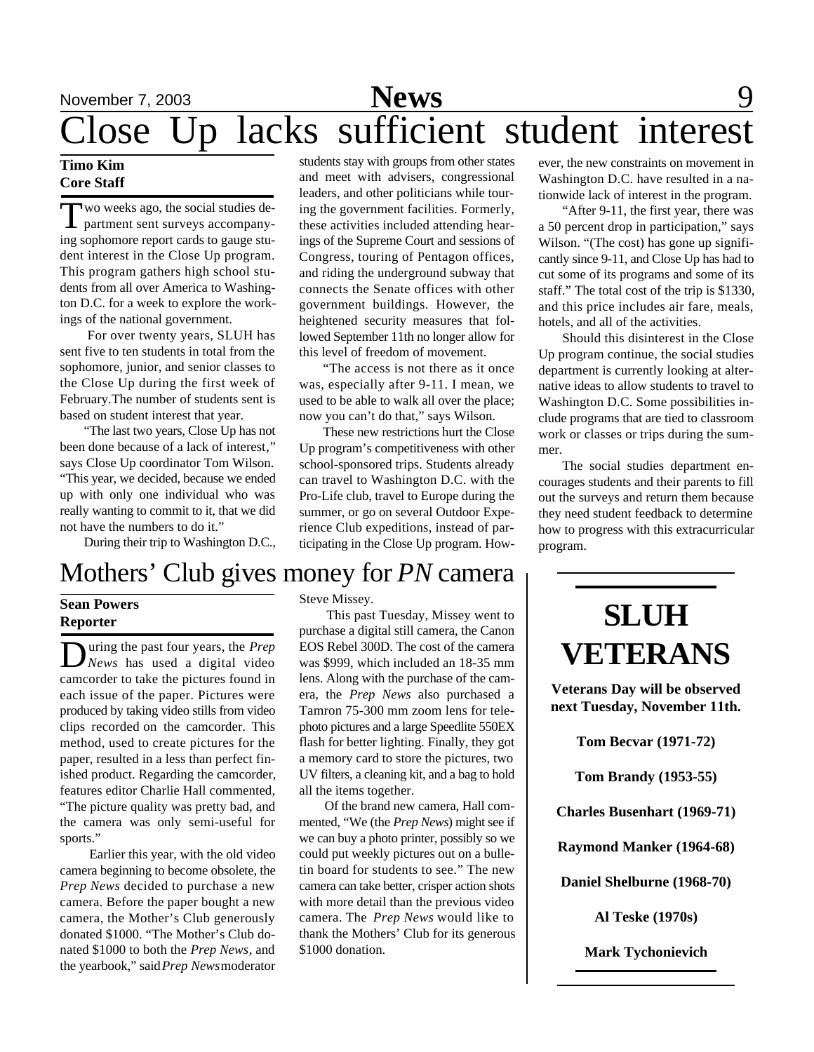# Close Up lacks sufficient student interest

**Timo Kim**
**Core Staff**

Two weeks ago, the social studies department sent surveys accompanying sophomore report cards to gauge student interest in the Close Up program. This program gathers high school students from all over America to Washington D.C. for a week to explore the workings of the national government.

For over twenty years, SLUH has sent five to ten students in total from the sophomore, junior, and senior classes to the Close Up during the first week of February.The number of students sent is based on student interest that year.

"The last two years, Close Up has not been done because of a lack of interest," says Close Up coordinator Tom Wilson. "This year, we decided, because we ended up with only one individual who was really wanting to commit to it, that we did not have the numbers to do it."

During their trip to Washington D.C., students stay with groups from other states and meet with advisers, congressional leaders, and other politicians while touring the government facilities. Formerly, these activities included attending hearings of the Supreme Court and sessions of Congress, touring of Pentagon offices, and riding the underground subway that connects the Senate offices with other government buildings. However, the heightened security measures that followed September 11th no longer allow for this level of freedom of movement.

"The access is not there as it once was, especially after 9-11. I mean, we used to be able to walk all over the place; now you can't do that," says Wilson.

These new restrictions hurt the Close Up program's competitiveness with other school-sponsored trips. Students already can travel to Washington D.C. with the Pro-Life club, travel to Europe during the summer, or go on several Outdoor Experience Club expeditions, instead of participating in the Close Up program. However, the new constraints on movement in Washington D.C. have resulted in a nationwide lack of interest in the program.

"After 9-11, the first year, there was a 50 percent drop in participation," says Wilson. "(The cost) has gone up significantly since 9-11, and Close Up has had to cut some of its programs and some of its staff." The total cost of the trip is $1330, and this price includes air fare, meals, hotels, and all of the activities.

Should this disinterest in the Close Up program continue, the social studies department is currently looking at alternative ideas to allow students to travel to Washington D.C. Some possibilities include programs that are tied to classroom work or classes or trips during the summer.

The social studies department encourages students and their parents to fill out the surveys and return them because they need student feedback to determine how to progress with this extracurricular program.

# Mothers' Club gives money for *PN* camera

**Sean Powers**
**Reporter**

During the past four years, the *Prep News* has used a digital video camcorder to take the pictures found in each issue of the paper. Pictures were produced by taking video stills from video clips recorded on the camcorder. This method, used to create pictures for the paper, resulted in a less than perfect finished product. Regarding the camcorder, features editor Charlie Hall commented, "The picture quality was pretty bad, and the camera was only semi-useful for sports."

Earlier this year, with the old video camera beginning to become obsolete, the *Prep News* decided to purchase a new camera. Before the paper bought a new camera, the Mother's Club generously donated $1000. "The Mother's Club donated $1000 to both the *Prep News*, and the yearbook," said *Prep News* moderator Steve Missey.

This past Tuesday, Missey went to purchase a digital still camera, the Canon EOS Rebel 300D. The cost of the camera was $999, which included an 18-35 mm lens. Along with the purchase of the camera, the *Prep News* also purchased a Tamron 75-300 mm zoom lens for telephoto pictures and a large Speedlite 550EX flash for better lighting. Finally, they got a memory card to store the pictures, two UV filters, a cleaning kit, and a bag to hold all the items together.

Of the brand new camera, Hall commented, "We (the *Prep News*) might see if we can buy a photo printer, possibly so we could put weekly pictures out on a bulletin board for students to see." The new camera can take better, crisper action shots with more detail than the previous video camera. The *Prep News* would like to thank the Mothers' Club for its generous $1000 donation.

# SLUH VETERANS

**Veterans Day will be observed next Tuesday, November 11th.**

**Tom Becvar (1971-72)**

**Tom Brandy (1953-55)**

**Charles Busenhart (1969-71)**

**Raymond Manker (1964-68)**

**Daniel Shelburne (1968-70)**

**Al Teske (1970s)**

**Mark Tychonievich**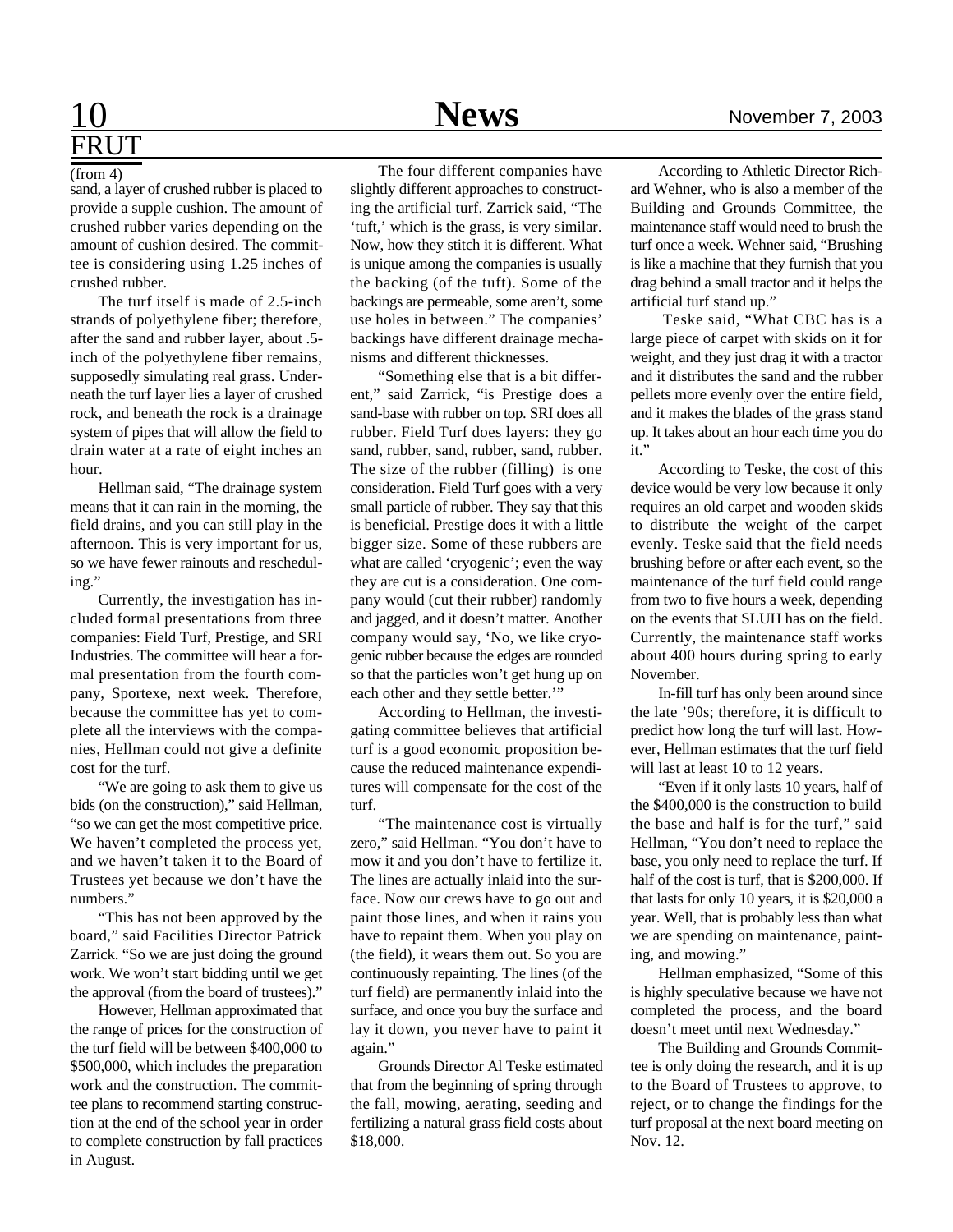## FRUT

(from 4)

sand, a layer of crushed rubber is placed to provide a supple cushion. The amount of crushed rubber varies depending on the amount of cushion desired. The committee is considering using 1.25 inches of crushed rubber.

The turf itself is made of 2.5-inch strands of polyethylene fiber; therefore, after the sand and rubber layer, about .5-inch of the polyethylene fiber remains, supposedly simulating real grass. Underneath the turf layer lies a layer of crushed rock, and beneath the rock is a drainage system of pipes that will allow the field to drain water at a rate of eight inches an hour.

Hellman said, "The drainage system means that it can rain in the morning, the field drains, and you can still play in the afternoon. This is very important for us, so we have fewer rainouts and rescheduling."

Currently, the investigation has included formal presentations from three companies: Field Turf, Prestige, and SRI Industries. The committee will hear a formal presentation from the fourth company, Sportexe, next week. Therefore, because the committee has yet to complete all the interviews with the companies, Hellman could not give a definite cost for the turf.

"We are going to ask them to give us bids (on the construction)," said Hellman, "so we can get the most competitive price. We haven't completed the process yet, and we haven't taken it to the Board of Trustees yet because we don't have the numbers."

"This has not been approved by the board," said Facilities Director Patrick Zarrick. "So we are just doing the ground work. We won't start bidding until we get the approval (from the board of trustees)."

However, Hellman approximated that the range of prices for the construction of the turf field will be between $400,000 to $500,000, which includes the preparation work and the construction. The committee plans to recommend starting construction at the end of the school year in order to complete construction by fall practices in August.

The four different companies have slightly different approaches to constructing the artificial turf. Zarrick said, "The 'tuft,' which is the grass, is very similar. Now, how they stitch it is different. What is unique among the companies is usually the backing (of the tuft). Some of the backings are permeable, some aren't, some use holes in between." The companies' backings have different drainage mechanisms and different thicknesses.

"Something else that is a bit different," said Zarrick, "is Prestige does a sand-base with rubber on top. SRI does all rubber. Field Turf does layers: they go sand, rubber, sand, rubber, sand, rubber. The size of the rubber (filling) is one consideration. Field Turf goes with a very small particle of rubber. They say that this is beneficial. Prestige does it with a little bigger size. Some of these rubbers are what are called 'cryogenic'; even the way they are cut is a consideration. One company would (cut their rubber) randomly and jagged, and it doesn't matter. Another company would say, 'No, we like cryogenic rubber because the edges are rounded so that the particles won't get hung up on each other and they settle better.'"

According to Hellman, the investigating committee believes that artificial turf is a good economic proposition because the reduced maintenance expenditures will compensate for the cost of the turf.

"The maintenance cost is virtually zero," said Hellman. "You don't have to mow it and you don't have to fertilize it. The lines are actually inlaid into the surface. Now our crews have to go out and paint those lines, and when it rains you have to repaint them. When you play on (the field), it wears them out. So you are continuously repainting. The lines (of the turf field) are permanently inlaid into the surface, and once you buy the surface and lay it down, you never have to paint it again."

Grounds Director Al Teske estimated that from the beginning of spring through the fall, mowing, aerating, seeding and fertilizing a natural grass field costs about $18,000.

According to Athletic Director Richard Wehner, who is also a member of the Building and Grounds Committee, the maintenance staff would need to brush the turf once a week. Wehner said, "Brushing is like a machine that they furnish that you drag behind a small tractor and it helps the artificial turf stand up."

Teske said, "What CBC has is a large piece of carpet with skids on it for weight, and they just drag it with a tractor and it distributes the sand and the rubber pellets more evenly over the entire field, and it makes the blades of the grass stand up. It takes about an hour each time you do it."

According to Teske, the cost of this device would be very low because it only requires an old carpet and wooden skids to distribute the weight of the carpet evenly. Teske said that the field needs brushing before or after each event, so the maintenance of the turf field could range from two to five hours a week, depending on the events that SLUH has on the field. Currently, the maintenance staff works about 400 hours during spring to early November.

In-fill turf has only been around since the late '90s; therefore, it is difficult to predict how long the turf will last. However, Hellman estimates that the turf field will last at least 10 to 12 years.

"Even if it only lasts 10 years, half of the $400,000 is the construction to build the base and half is for the turf," said Hellman, "You don't need to replace the base, you only need to replace the turf. If half of the cost is turf, that is $200,000. If that lasts for only 10 years, it is $20,000 a year. Well, that is probably less than what we are spending on maintenance, painting, and mowing."

Hellman emphasized, "Some of this is highly speculative because we have not completed the process, and the board doesn't meet until next Wednesday."

The Building and Grounds Committee is only doing the research, and it is up to the Board of Trustees to approve, to reject, or to change the findings for the turf proposal at the next board meeting on Nov. 12.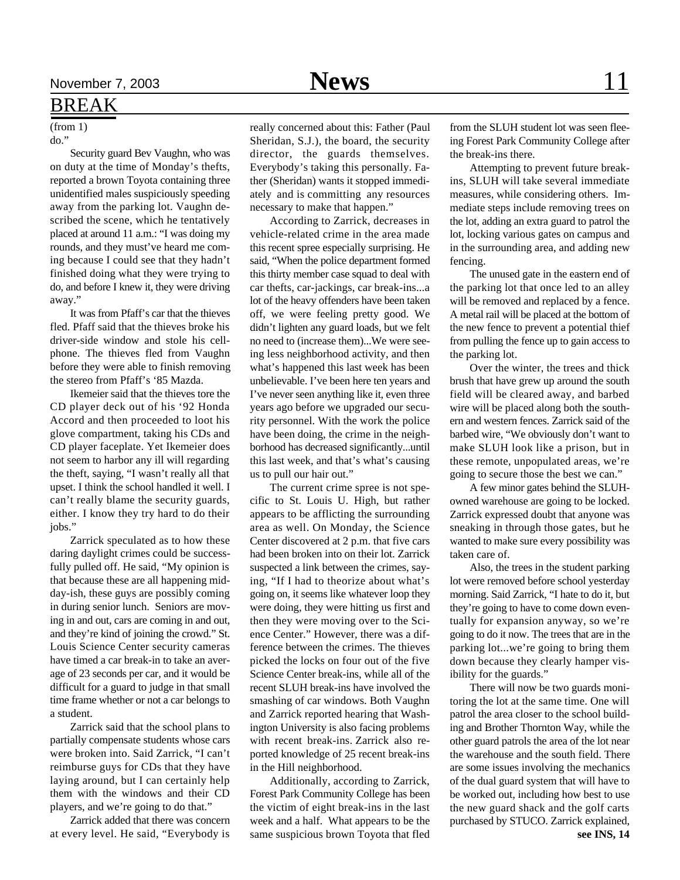## BREAK

(from 1)

do."

Security guard Bev Vaughn, who was on duty at the time of Monday's thefts, reported a brown Toyota containing three unidentified males suspiciously speeding away from the parking lot. Vaughn described the scene, which he tentatively placed at around 11 a.m.: "I was doing my rounds, and they must've heard me coming because I could see that they hadn't finished doing what they were trying to do, and before I knew it, they were driving away."

It was from Pfaff's car that the thieves fled. Pfaff said that the thieves broke his driver-side window and stole his cellphone. The thieves fled from Vaughn before they were able to finish removing the stereo from Pfaff's '85 Mazda.

Ikemeier said that the thieves tore the CD player deck out of his '92 Honda Accord and then proceeded to loot his glove compartment, taking his CDs and CD player faceplate. Yet Ikemeier does not seem to harbor any ill will regarding the theft, saying, "I wasn't really all that upset. I think the school handled it well. I can't really blame the security guards, either. I know they try hard to do their jobs."

Zarrick speculated as to how these daring daylight crimes could be successfully pulled off. He said, "My opinion is that because these are all happening midday-ish, these guys are possibly coming in during senior lunch. Seniors are moving in and out, cars are coming in and out, and they're kind of joining the crowd." St. Louis Science Center security cameras have timed a car break-in to take an average of 23 seconds per car, and it would be difficult for a guard to judge in that small time frame whether or not a car belongs to a student.

Zarrick said that the school plans to partially compensate students whose cars were broken into. Said Zarrick, "I can't reimburse guys for CDs that they have laying around, but I can certainly help them with the windows and their CD players, and we're going to do that."

Zarrick added that there was concern at every level. He said, "Everybody is really concerned about this: Father (Paul Sheridan, S.J.), the board, the security director, the guards themselves. Everybody's taking this personally. Father (Sheridan) wants it stopped immediately and is committing any resources necessary to make that happen."

According to Zarrick, decreases in vehicle-related crime in the area made this recent spree especially surprising. He said, "When the police department formed this thirty member case squad to deal with car thefts, car-jackings, car break-ins...a lot of the heavy offenders have been taken off, we were feeling pretty good. We didn't lighten any guard loads, but we felt no need to (increase them)...We were seeing less neighborhood activity, and then what's happened this last week has been unbelievable. I've been here ten years and I've never seen anything like it, even three years ago before we upgraded our security personnel. With the work the police have been doing, the crime in the neighborhood has decreased significantly...until this last week, and that's what's causing us to pull our hair out."

The current crime spree is not specific to St. Louis U. High, but rather appears to be afflicting the surrounding area as well. On Monday, the Science Center discovered at 2 p.m. that five cars had been broken into on their lot. Zarrick suspected a link between the crimes, saying, "If I had to theorize about what's going on, it seems like whatever loop they were doing, they were hitting us first and then they were moving over to the Science Center." However, there was a difference between the crimes. The thieves picked the locks on four out of the five Science Center break-ins, while all of the recent SLUH break-ins have involved the smashing of car windows. Both Vaughn and Zarrick reported hearing that Washington University is also facing problems with recent break-ins. Zarrick also reported knowledge of 25 recent break-ins in the Hill neighborhood.

Additionally, according to Zarrick, Forest Park Community College has been the victim of eight break-ins in the last week and a half. What appears to be the same suspicious brown Toyota that fled from the SLUH student lot was seen fleeing Forest Park Community College after the break-ins there.

Attempting to prevent future break-ins, SLUH will take several immediate measures, while considering others. Immediate steps include removing trees on the lot, adding an extra guard to patrol the lot, locking various gates on campus and in the surrounding area, and adding new fencing.

The unused gate in the eastern end of the parking lot that once led to an alley will be removed and replaced by a fence. A metal rail will be placed at the bottom of the new fence to prevent a potential thief from pulling the fence up to gain access to the parking lot.

Over the winter, the trees and thick brush that have grew up around the south field will be cleared away, and barbed wire will be placed along both the southern and western fences. Zarrick said of the barbed wire, "We obviously don't want to make SLUH look like a prison, but in these remote, unpopulated areas, we're going to secure those the best we can."

A few minor gates behind the SLUH-owned warehouse are going to be locked. Zarrick expressed doubt that anyone was sneaking in through those gates, but he wanted to make sure every possibility was taken care of.

Also, the trees in the student parking lot were removed before school yesterday morning. Said Zarrick, "I hate to do it, but they're going to have to come down eventually for expansion anyway, so we're going to do it now. The trees that are in the parking lot...we're going to bring them down because they clearly hamper visibility for the guards."

There will now be two guards monitoring the lot at the same time. One will patrol the area closer to the school building and Brother Thornton Way, while the other guard patrols the area of the lot near the warehouse and the south field. There are some issues involving the mechanics of the dual guard system that will have to be worked out, including how best to use the new guard shack and the golf carts purchased by STUCO. Zarrick explained,

**see INS, 14**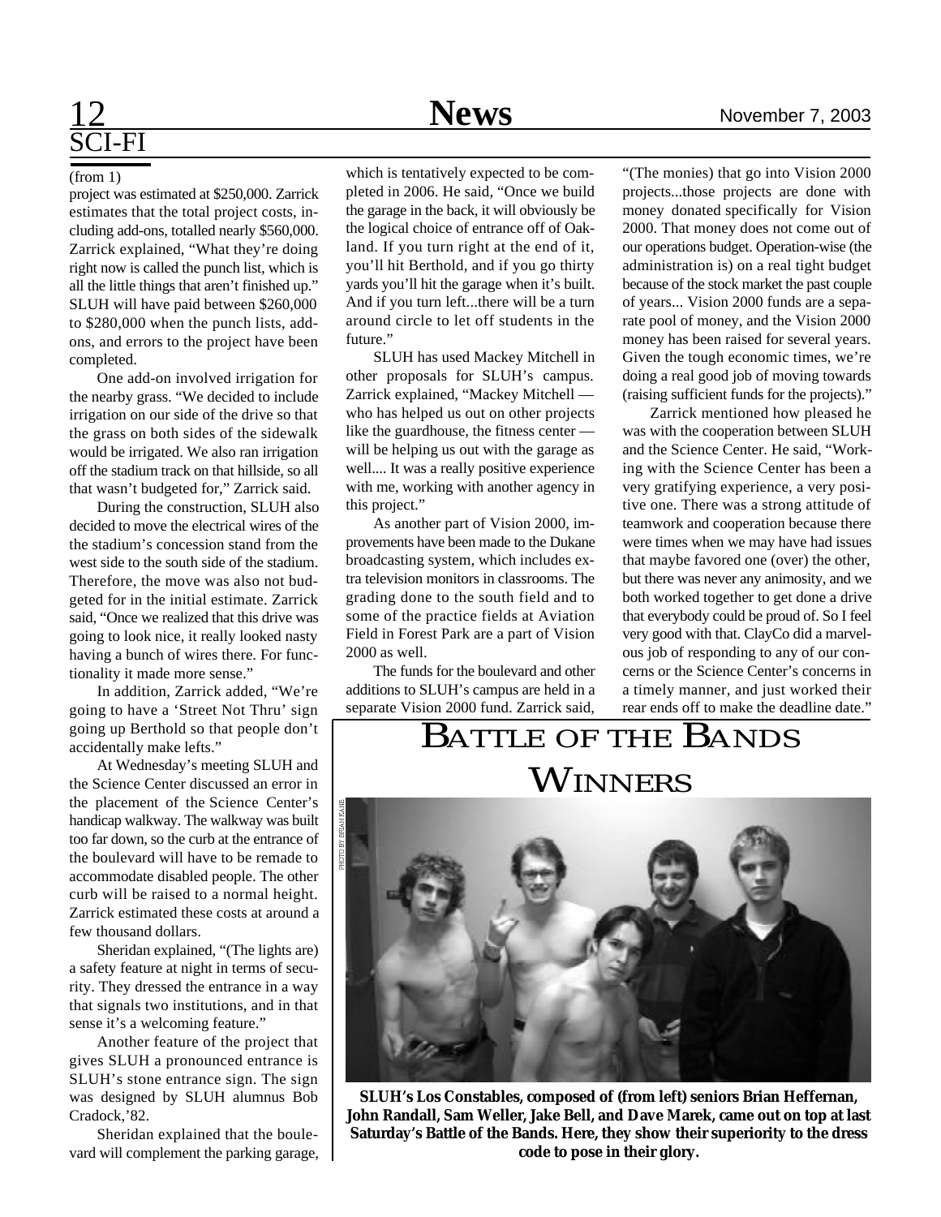## SCI-FI

(from 1)

project was estimated at $250,000. Zarrick estimates that the total project costs, including add-ons, totalled nearly $560,000. Zarrick explained, "What they're doing right now is called the punch list, which is all the little things that aren't finished up." SLUH will have paid between $260,000 to $280,000 when the punch lists, add-ons, and errors to the project have been completed.

One add-on involved irrigation for the nearby grass. "We decided to include irrigation on our side of the drive so that the grass on both sides of the sidewalk would be irrigated. We also ran irrigation off the stadium track on that hillside, so all that wasn't budgeted for," Zarrick said.

During the construction, SLUH also decided to move the electrical wires of the the stadium's concession stand from the west side to the south side of the stadium. Therefore, the move was also not budgeted for in the initial estimate. Zarrick said, "Once we realized that this drive was going to look nice, it really looked nasty having a bunch of wires there. For functionality it made more sense."

In addition, Zarrick added, "We're going to have a 'Street Not Thru' sign going up Berthold so that people don't accidentally make lefts."

At Wednesday's meeting SLUH and the Science Center discussed an error in the placement of the Science Center's handicap walkway. The walkway was built too far down, so the curb at the entrance of the boulevard will have to be remade to accommodate disabled people. The other curb will be raised to a normal height. Zarrick estimated these costs at around a few thousand dollars.

Sheridan explained, "(The lights are) a safety feature at night in terms of security. They dressed the entrance in a way that signals two institutions, and in that sense it's a welcoming feature."

Another feature of the project that gives SLUH a pronounced entrance is SLUH's stone entrance sign. The sign was designed by SLUH alumnus Bob Cradock,'82.

Sheridan explained that the boulevard will complement the parking garage, which is tentatively expected to be completed in 2006. He said, "Once we build the garage in the back, it will obviously be the logical choice of entrance off of Oakland. If you turn right at the end of it, you'll hit Berthold, and if you go thirty yards you'll hit the garage when it's built. And if you turn left...there will be a turn around circle to let off students in the future."

SLUH has used Mackey Mitchell in other proposals for SLUH's campus. Zarrick explained, "Mackey Mitchell — who has helped us out on other projects like the guardhouse, the fitness center — will be helping us out with the garage as well.... It was a really positive experience with me, working with another agency in this project."

As another part of Vision 2000, improvements have been made to the Dukane broadcasting system, which includes extra television monitors in classrooms. The grading done to the south field and to some of the practice fields at Aviation Field in Forest Park are a part of Vision 2000 as well.

The funds for the boulevard and other additions to SLUH's campus are held in a separate Vision 2000 fund. Zarrick said, "(The monies) that go into Vision 2000 projects...those projects are done with money donated specifically for Vision 2000. That money does not come out of our operations budget. Operation-wise (the administration is) on a real tight budget because of the stock market the past couple of years... Vision 2000 funds are a separate pool of money, and the Vision 2000 money has been raised for several years. Given the tough economic times, we're doing a real good job of moving towards (raising sufficient funds for the projects)."

Zarrick mentioned how pleased he was with the cooperation between SLUH and the Science Center. He said, "Working with the Science Center has been a very gratifying experience, a very positive one. There was a strong attitude of teamwork and cooperation because there were times when we may have had issues that maybe favored one (over) the other, but there was never any animosity, and we both worked together to get done a drive that everybody could be proud of. So I feel very good with that. ClayCo did a marvelous job of responding to any of our concerns or the Science Center's concerns in a timely manner, and just worked their rear ends off to make the deadline date."

## Battle of the Bands Winners

PHOTO BY BRIAN KANE

**SLUH's Los Constables, composed of (from left) seniors Brian Heffernan, John Randall, Sam Weller, Jake Bell, and Dave Marek, came out on top at last Saturday's Battle of the Bands. Here, they show their superiority to the dress code to pose in their glory.**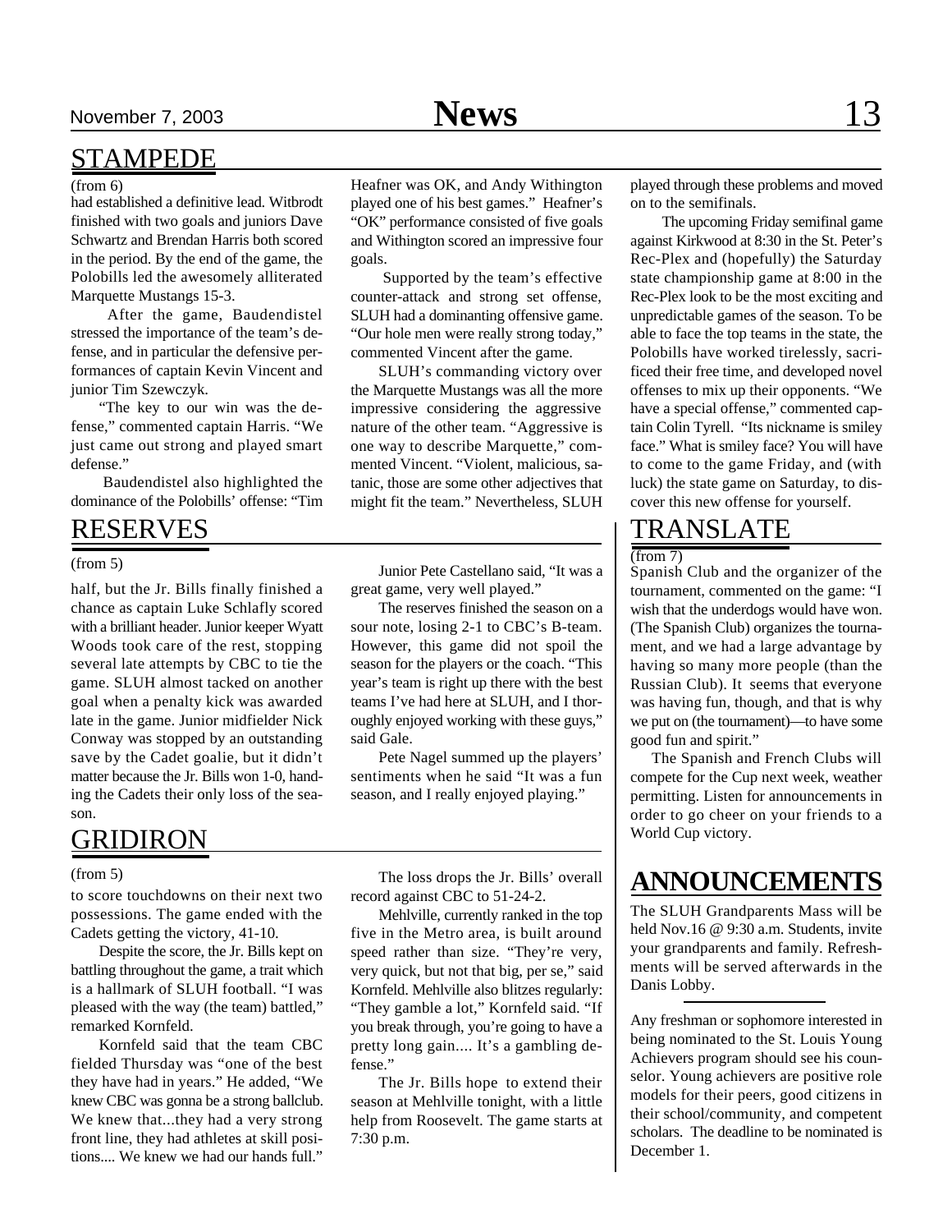## STAMPEDE

(from 6)

had established a definitive lead. Witbrodt finished with two goals and juniors Dave Schwartz and Brendan Harris both scored in the period. By the end of the game, the Polobills led the awesomely alliterated Marquette Mustangs 15-3.

After the game, Baudendistel stressed the importance of the team's defense, and in particular the defensive performances of captain Kevin Vincent and junior Tim Szewczyk.

"The key to our win was the defense," commented captain Harris. "We just came out strong and played smart defense."

Baudendistel also highlighted the dominance of the Polobills' offense: "Tim Heafner was OK, and Andy Withington played one of his best games." Heafner's "OK" performance consisted of five goals and Withington scored an impressive four goals.

Supported by the team's effective counter-attack and strong set offense, SLUH had a dominanting offensive game. "Our hole men were really strong today," commented Vincent after the game.

SLUH's commanding victory over the Marquette Mustangs was all the more impressive considering the aggressive nature of the other team. "Aggressive is one way to describe Marquette," commented Vincent. "Violent, malicious, satanic, those are some other adjectives that might fit the team." Nevertheless, SLUH played through these problems and moved on to the semifinals.

The upcoming Friday semifinal game against Kirkwood at 8:30 in the St. Peter's Rec-Plex and (hopefully) the Saturday state championship game at 8:00 in the Rec-Plex look to be the most exciting and unpredictable games of the season. To be able to face the top teams in the state, the Polobills have worked tirelessly, sacrificed their free time, and developed novel offenses to mix up their opponents. "We have a special offense," commented captain Colin Tyrell. "Its nickname is smiley face." What is smiley face? You will have to come to the game Friday, and (with luck) the state game on Saturday, to discover this new offense for yourself.

## RESERVES

(from 5)

half, but the Jr. Bills finally finished a chance as captain Luke Schlafly scored with a brilliant header. Junior keeper Wyatt Woods took care of the rest, stopping several late attempts by CBC to tie the game. SLUH almost tacked on another goal when a penalty kick was awarded late in the game. Junior midfielder Nick Conway was stopped by an outstanding save by the Cadet goalie, but it didn't matter because the Jr. Bills won 1-0, handing the Cadets their only loss of the season.

Junior Pete Castellano said, "It was a great game, very well played."

The reserves finished the season on a sour note, losing 2-1 to CBC's B-team. However, this game did not spoil the season for the players or the coach. "This year's team is right up there with the best teams I've had here at SLUH, and I thoroughly enjoyed working with these guys," said Gale.

Pete Nagel summed up the players' sentiments when he said "It was a fun season, and I really enjoyed playing."

## GRIDIRON

(from 5)

to score touchdowns on their next two possessions. The game ended with the Cadets getting the victory, 41-10.

Despite the score, the Jr. Bills kept on battling throughout the game, a trait which is a hallmark of SLUH football. "I was pleased with the way (the team) battled," remarked Kornfeld.

Kornfeld said that the team CBC fielded Thursday was "one of the best they have had in years." He added, "We knew CBC was gonna be a strong ballclub. We knew that...they had a very strong front line, they had athletes at skill positions.... We knew we had our hands full."

The loss drops the Jr. Bills' overall record against CBC to 51-24-2.

Mehlville, currently ranked in the top five in the Metro area, is built around speed rather than size. "They're very, very quick, but not that big, per se," said Kornfeld. Mehlville also blitzes regularly: "They gamble a lot," Kornfeld said. "If you break through, you're going to have a pretty long gain.... It's a gambling defense."

The Jr. Bills hope to extend their season at Mehlville tonight, with a little help from Roosevelt. The game starts at 7:30 p.m.

## TRANSLATE

(from 7)

Spanish Club and the organizer of the tournament, commented on the game: "I wish that the underdogs would have won. (The Spanish Club) organizes the tournament, and we had a large advantage by having so many more people (than the Russian Club). It seems that everyone was having fun, though, and that is why we put on (the tournament)—to have some good fun and spirit."

The Spanish and French Clubs will compete for the Cup next week, weather permitting. Listen for announcements in order to go cheer on your friends to a World Cup victory.

## ANNOUNCEMENTS

The SLUH Grandparents Mass will be held Nov.16 @ 9:30 a.m. Students, invite your grandparents and family. Refreshments will be served afterwards in the Danis Lobby.

---

Any freshman or sophomore interested in being nominated to the St. Louis Young Achievers program should see his counselor. Young achievers are positive role models for their peers, good citizens in their school/community, and competent scholars. The deadline to be nominated is December 1.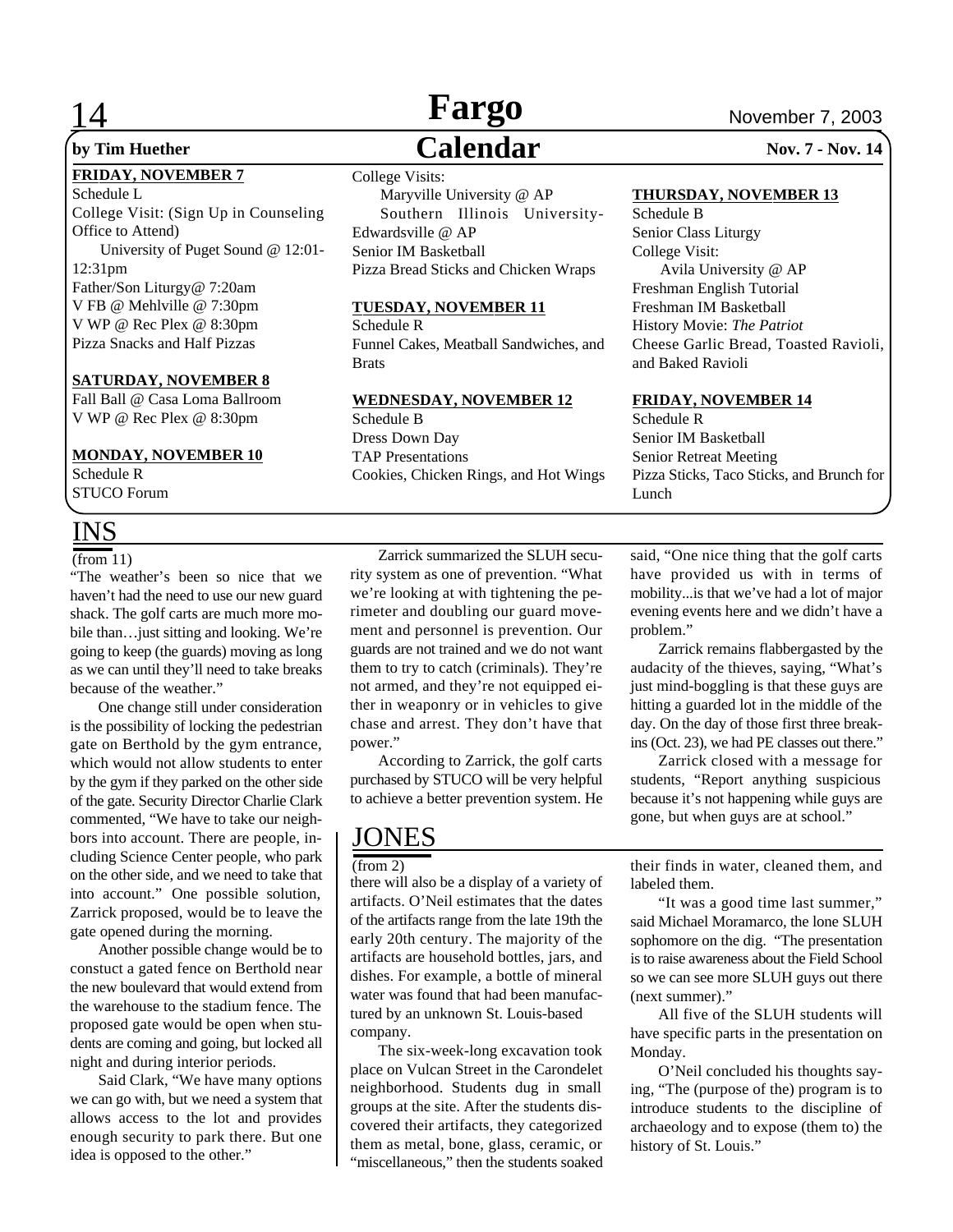# Fargo Calendar

**by Tim Huether** — **Nov. 7 - Nov. 14**

**FRIDAY, NOVEMBER 7**
Schedule L
College Visit: (Sign Up in Counseling Office to Attend)
University of Puget Sound @ 12:01-12:31pm
Father/Son Liturgy@ 7:20am
V FB @ Mehlville @ 7:30pm
V WP @ Rec Plex @ 8:30pm
Pizza Snacks and Half Pizzas

**SATURDAY, NOVEMBER 8**
Fall Ball @ Casa Loma Ballroom
V WP @ Rec Plex @ 8:30pm

**MONDAY, NOVEMBER 10**
Schedule R
STUCO Forum
College Visits:
Maryville University @ AP
Southern Illinois University-Edwardsville @ AP
Senior IM Basketball
Pizza Bread Sticks and Chicken Wraps

**TUESDAY, NOVEMBER 11**
Schedule R
Funnel Cakes, Meatball Sandwiches, and Brats

**WEDNESDAY, NOVEMBER 12**
Schedule B
Dress Down Day
TAP Presentations
Cookies, Chicken Rings, and Hot Wings

**THURSDAY, NOVEMBER 13**
Schedule B
Senior Class Liturgy
College Visit:
Avila University @ AP
Freshman English Tutorial
Freshman IM Basketball
History Movie: *The Patriot*
Cheese Garlic Bread, Toasted Ravioli, and Baked Ravioli

**FRIDAY, NOVEMBER 14**
Schedule R
Senior IM Basketball
Senior Retreat Meeting
Pizza Sticks, Taco Sticks, and Brunch for Lunch

## INS

(from 11)

"The weather's been so nice that we haven't had the need to use our new guard shack. The golf carts are much more mobile than…just sitting and looking. We're going to keep (the guards) moving as long as we can until they'll need to take breaks because of the weather."

One change still under consideration is the possibility of locking the pedestrian gate on Berthold by the gym entrance, which would not allow students to enter by the gym if they parked on the other side of the gate. Security Director Charlie Clark commented, "We have to take our neighbors into account. There are people, including Science Center people, who park on the other side, and we need to take that into account." One possible solution, Zarrick proposed, would be to leave the gate opened during the morning.

Another possible change would be to constuct a gated fence on Berthold near the new boulevard that would extend from the warehouse to the stadium fence. The proposed gate would be open when students are coming and going, but locked all night and during interior periods.

Said Clark, "We have many options we can go with, but we need a system that allows access to the lot and provides enough security to park there. But one idea is opposed to the other."

Zarrick summarized the SLUH security system as one of prevention. "What we're looking at with tightening the perimeter and doubling our guard movement and personnel is prevention. Our guards are not trained and we do not want them to try to catch (criminals). They're not armed, and they're not equipped either in weaponry or in vehicles to give chase and arrest. They don't have that power."

According to Zarrick, the golf carts purchased by STUCO will be very helpful to achieve a better prevention system. He said, "One nice thing that the golf carts have provided us with in terms of mobility...is that we've had a lot of major evening events here and we didn't have a problem."

Zarrick remains flabbergasted by the audacity of the thieves, saying, "What's just mind-boggling is that these guys are hitting a guarded lot in the middle of the day. On the day of those first three break-ins (Oct. 23), we had PE classes out there."

Zarrick closed with a message for students, "Report anything suspicious because it's not happening while guys are gone, but when guys are at school."

## JONES

(from 2)

there will also be a display of a variety of artifacts. O'Neil estimates that the dates of the artifacts range from the late 19th the early 20th century. The majority of the artifacts are household bottles, jars, and dishes. For example, a bottle of mineral water was found that had been manufactured by an unknown St. Louis-based company.

The six-week-long excavation took place on Vulcan Street in the Carondelet neighborhood. Students dug in small groups at the site. After the students discovered their artifacts, they categorized them as metal, bone, glass, ceramic, or "miscellaneous," then the students soaked their finds in water, cleaned them, and labeled them.

"It was a good time last summer," said Michael Moramarco, the lone SLUH sophomore on the dig. "The presentation is to raise awareness about the Field School so we can see more SLUH guys out there (next summer)."

All five of the SLUH students will have specific parts in the presentation on Monday.

O'Neil concluded his thoughts saying, "The (purpose of the) program is to introduce students to the discipline of archaeology and to expose (them to) the history of St. Louis."